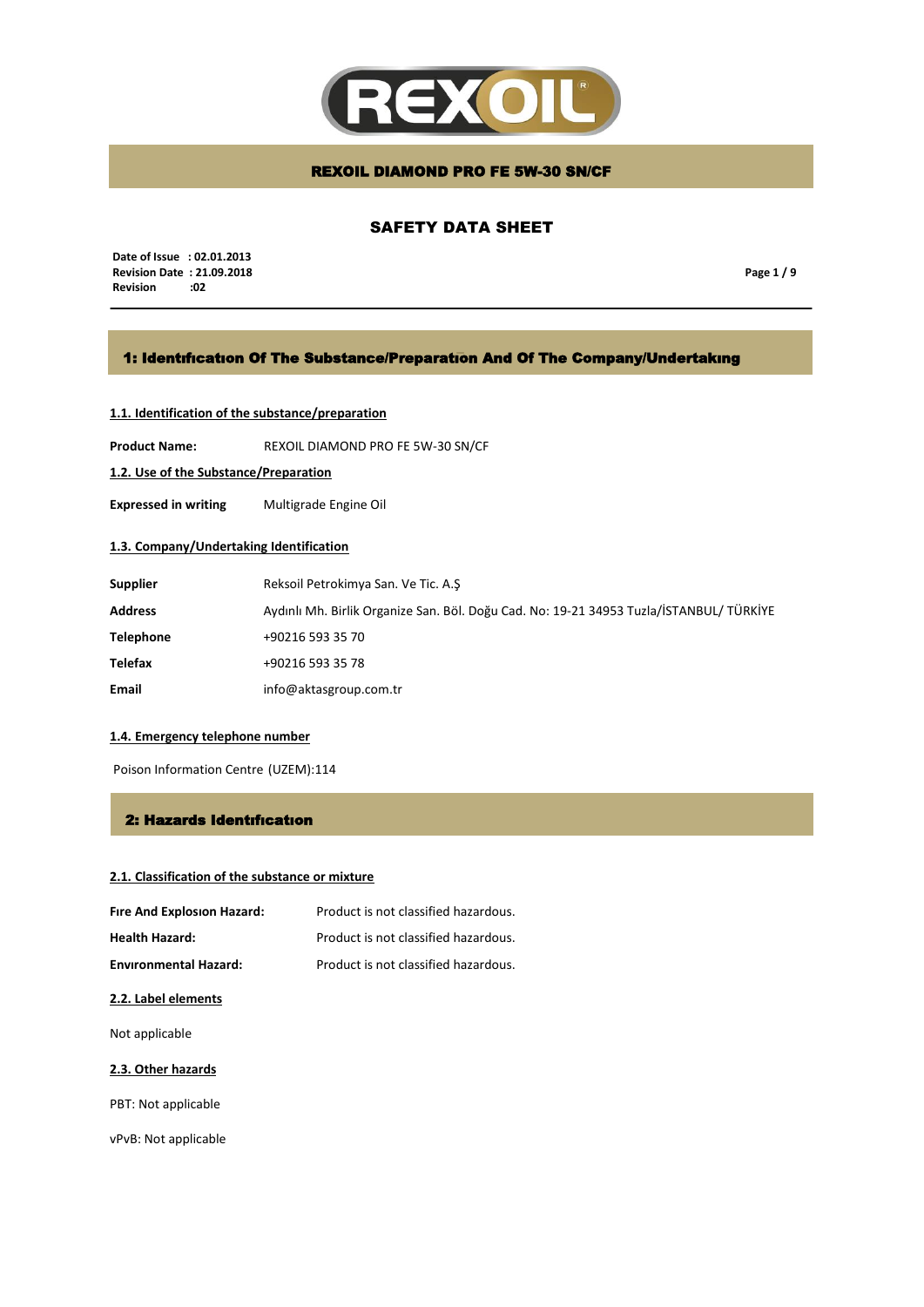# REXOIL DIAMOND PRO FE 5W-30 SN/CF

## SAFETY DATA SHEET

**Date of Issue : 02.01.2013**
**Revision Date : 21.09.2018**
**Revision :02**

## 1: Identıfıcatıon Of The Substance/Preparatıon And Of The Company/Undertakıng

### 1.1. Identification of the substance/preparation

**Product Name:** REXOIL DIAMOND PRO FE 5W-30 SN/CF

### 1.2. Use of the Substance/Preparation

**Expressed in writing** Multigrade Engine Oil

### 1.3. Company/Undertaking Identification

| | |
|---|---|
| **Supplier** | Reksoil Petrokimya San. Ve Tic. A.Ş |
| **Address** | Aydınlı Mh. Birlik Organize San. Böl. Doğu Cad. No: 19-21 34953 Tuzla/İSTANBUL/ TÜRKİYE |
| **Telephone** | +90216 593 35 70 |
| **Telefax** | +90216 593 35 78 |
| **Email** | info@aktasgroup.com.tr |

### 1.4. Emergency telephone number

Poison Information Centre (UZEM):114

## 2: Hazards Identıfıcatıon

### 2.1. Classification of the substance or mixture

| | |
|---|---|
| **Fıre And Explosıon Hazard:** | Product is not classified hazardous. |
| **Health Hazard:** | Product is not classified hazardous. |
| **Envıronmental Hazard:** | Product is not classified hazardous. |

### 2.2. Label elements

Not applicable

### 2.3. Other hazards

PBT: Not applicable

vPvB: Not applicable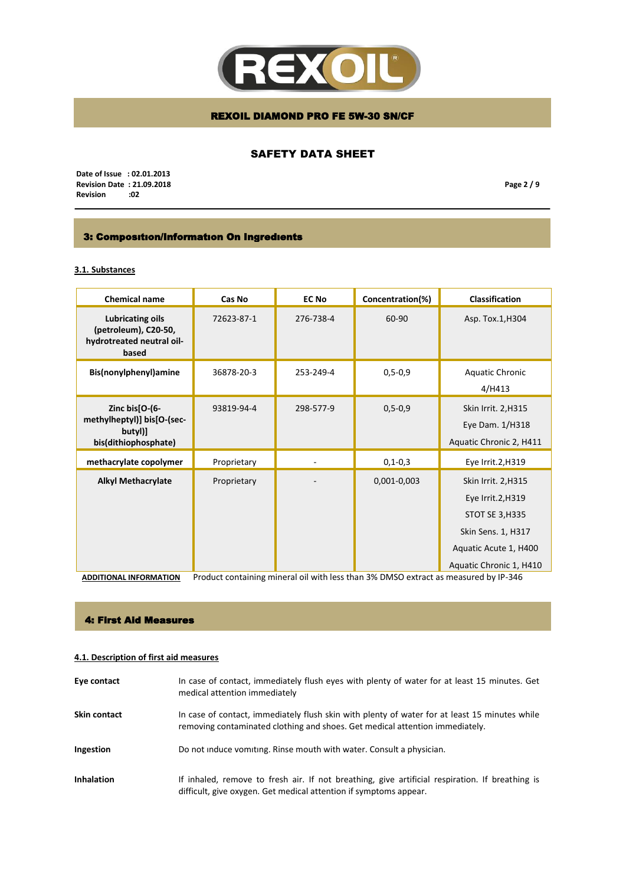## 3: Composition/Information On Ingredients

### 3.1. Substances

| Chemical name | Cas No | EC No | Concentration(%) | Classification |
|---|---|---|---|---|
| **Lubricating oils (petroleum), C20-50, hydrotreated neutral oil-based** | 72623-87-1 | 276-738-4 | 60-90 | Asp. Tox.1,H304 |
| **Bis(nonylphenyl)amine** | 36878-20-3 | 253-249-4 | 0,5-0,9 | Aquatic Chronic 4/H413 |
| **Zinc bis[O-(6-methylheptyl)] bis[O-(sec-butyl)] bis(dithiophosphate)** | 93819-94-4 | 298-577-9 | 0,5-0,9 | Skin Irrit. 2,H315<br>Eye Dam. 1/H318<br>Aquatic Chronic 2, H411 |
| **methacrylate copolymer** | Proprietary | - | 0,1-0,3 | Eye Irrit.2,H319 |
| **Alkyl Methacrylate** | Proprietary | - | 0,001-0,003 | Skin Irrit. 2,H315<br>Eye Irrit.2,H319<br>STOT SE 3,H335<br>Skin Sens. 1, H317<br>Aquatic Acute 1, H400<br>Aquatic Chronic 1, H410 |

**ADDITIONAL INFORMATION** Product containing mineral oil with less than 3% DMSO extract as measured by IP-346

## 4: First Aid Measures

### 4.1. Description of first aid measures

**Eye contact** In case of contact, immediately flush eyes with plenty of water for at least 15 minutes. Get medical attention immediately

**Skin contact** In case of contact, immediately flush skin with plenty of water for at least 15 minutes while removing contaminated clothing and shoes. Get medical attention immediately.

**Ingestion** Do not ınduce vomıtıng. Rinse mouth with water. Consult a physician.

**Inhalation** If inhaled, remove to fresh air. If not breathing, give artificial respiration. If breathing is difficult, give oxygen. Get medical attention if symptoms appear.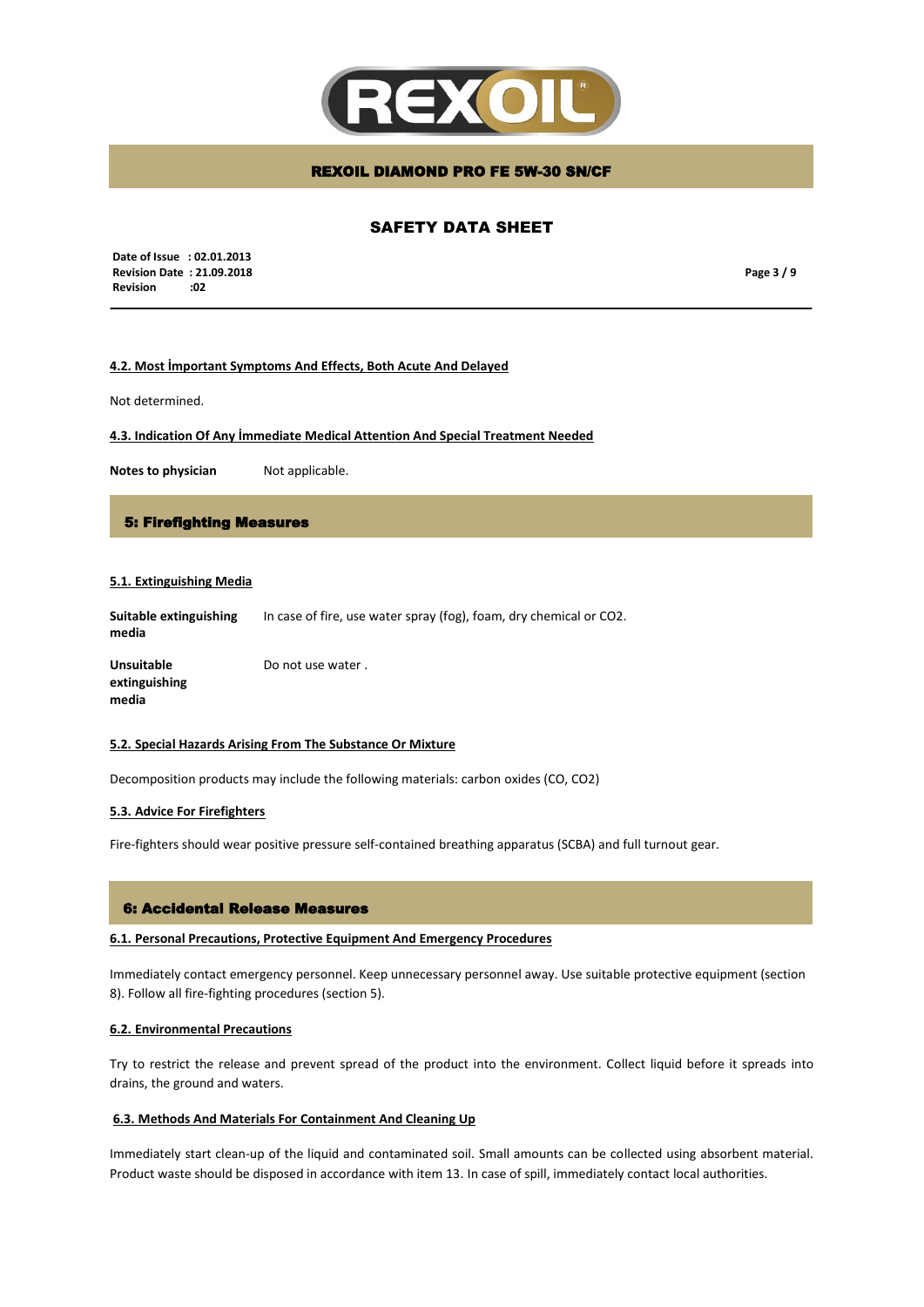#### 4.2. Most İmportant Symptoms And Effects, Both Acute And Delayed

Not determined.

#### 4.3. Indication Of Any İmmediate Medical Attention And Special Treatment Needed

**Notes to physician** Not applicable.

## 5: Firefighting Measures

#### 5.1. Extinguishing Media

**Suitable extinguishing media** In case of fire, use water spray (fog), foam, dry chemical or $CO_2$.

**Unsuitable extinguishing media** Do not use water .

#### 5.2. Special Hazards Arising From The Substance Or Mixture

Decomposition products may include the following materials: carbon oxides (CO, $CO_2$)

#### 5.3. Advice For Firefighters

Fire-fighters should wear positive pressure self-contained breathing apparatus (SCBA) and full turnout gear.

## 6: Accidental Release Measures

#### 6.1. Personal Precautions, Protective Equipment And Emergency Procedures

Immediately contact emergency personnel. Keep unnecessary personnel away. Use suitable protective equipment (section 8). Follow all fire-fighting procedures (section 5).

#### 6.2. Environmental Precautions

Try to restrict the release and prevent spread of the product into the environment. Collect liquid before it spreads into drains, the ground and waters.

#### 6.3. Methods And Materials For Containment And Cleaning Up

Immediately start clean-up of the liquid and contaminated soil. Small amounts can be collected using absorbent material. Product waste should be disposed in accordance with item 13. In case of spill, immediately contact local authorities.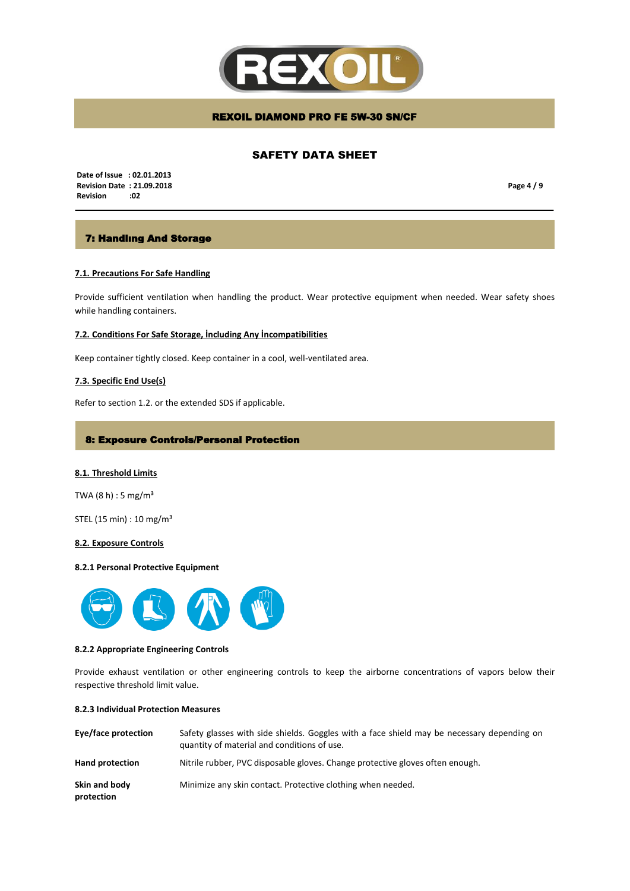## 7: Handlıng And Storage

**7.1. Precautions For Safe Handling**

Provide sufficient ventilation when handling the product. Wear protective equipment when needed. Wear safety shoes while handling containers.

**7.2. Conditions For Safe Storage, İncluding Any İncompatibilities**

Keep container tightly closed. Keep container in a cool, well-ventilated area.

**7.3. Specific End Use(s)**

Refer to section 1.2. or the extended SDS if applicable.

## 8: Exposure Controls/Personal Protection

**8.1. Threshold Limits**

TWA (8 h) : 5 mg/m³

STEL (15 min) : 10 mg/m³

**8.2. Exposure Controls**

**8.2.1 Personal Protective Equipment**

**8.2.2 Appropriate Engineering Controls**

Provide exhaust ventilation or other engineering controls to keep the airborne concentrations of vapors below their respective threshold limit value.

**8.2.3 Individual Protection Measures**

| | |
|---|---|
| **Eye/face protection** | Safety glasses with side shields. Goggles with a face shield may be necessary depending on quantity of material and conditions of use. |
| **Hand protection** | Nitrile rubber, PVC disposable gloves. Change protective gloves often enough. |
| **Skin and body protection** | Minimize any skin contact. Protective clothing when needed. |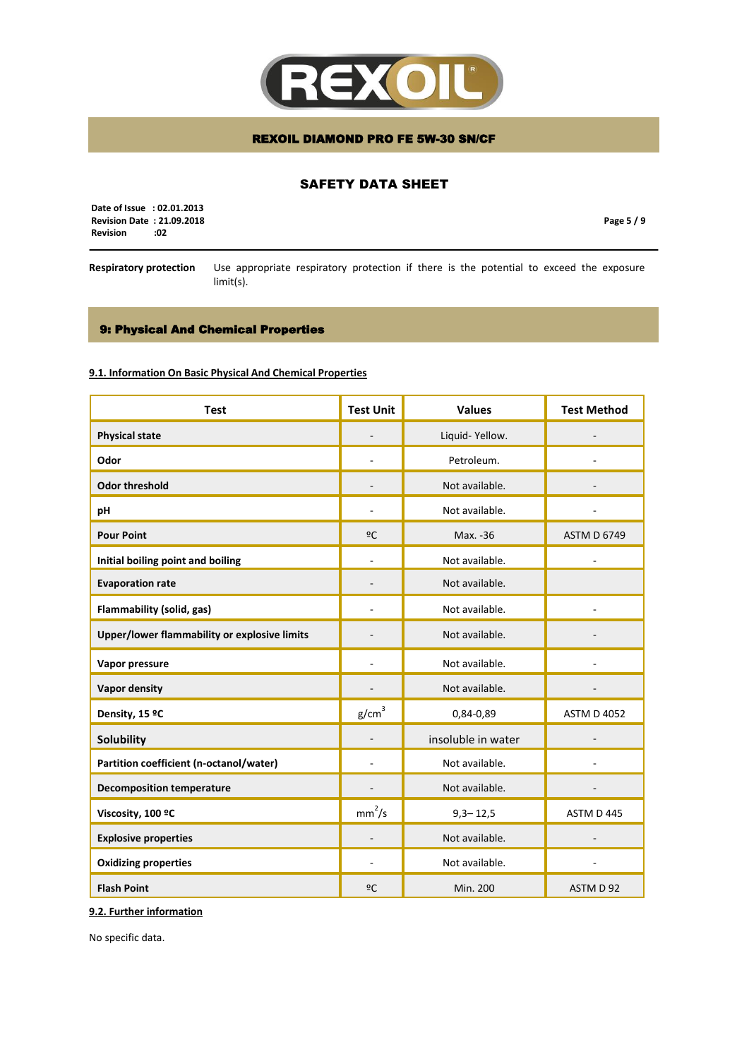**Respiratory protection** Use appropriate respiratory protection if there is the potential to exceed the exposure limit(s).

## 9: Physical And Chemical Properties

### 9.1. Information On Basic Physical And Chemical Properties

| Test | Test Unit | Values | Test Method |
|---|---|---|---|
| **Physical state** | - | Liquid- Yellow. | - |
| **Odor** | - | Petroleum. | - |
| **Odor threshold** | - | Not available. | - |
| **pH** | - | Not available. | - |
| **Pour Point** | ºC | Max. -36 | ASTM D 6749 |
| **Initial boiling point and boiling** | - | Not available. | - |
| **Evaporation rate** | - | Not available. | |
| **Flammability (solid, gas)** | - | Not available. | - |
| **Upper/lower flammability or explosive limits** | - | Not available. | - |
| **Vapor pressure** | - | Not available. | - |
| **Vapor density** | - | Not available. | - |
| **Density, 15 ºC** | $g/cm^3$ | 0,84-0,89 | ASTM D 4052 |
| **Solubility** | - | insoluble in water | - |
| **Partition coefficient (n-octanol/water)** | - | Not available. | - |
| **Decomposition temperature** | - | Not available. | - |
| **Viscosity, 100 ºC** | $mm^2/s$ | 9,3– 12,5 | ASTM D 445 |
| **Explosive properties** | - | Not available. | - |
| **Oxidizing properties** | - | Not available. | - |
| **Flash Point** | ºC | Min. 200 | ASTM D 92 |

### 9.2. Further information

No specific data.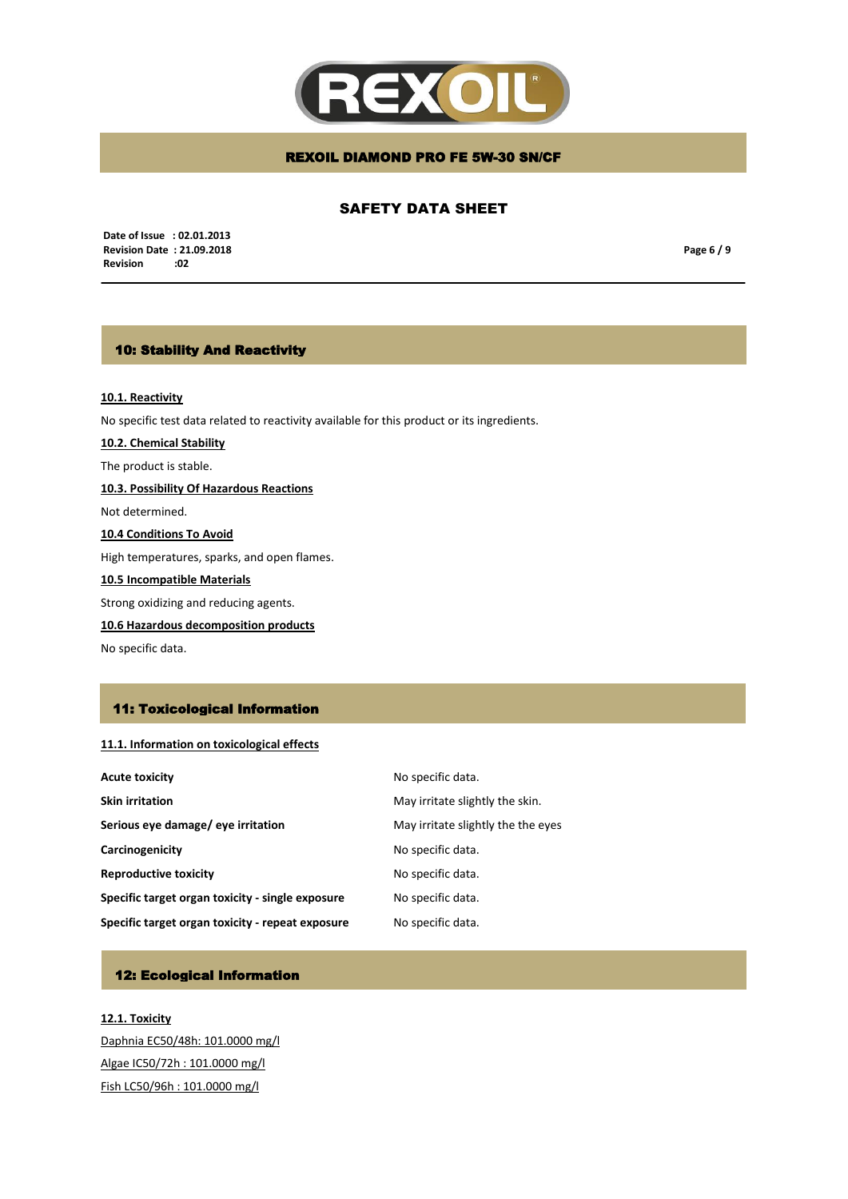## 10: Stability And Reactivity

**10.1. Reactivity**

No specific test data related to reactivity available for this product or its ingredients.

**10.2. Chemical Stability**

The product is stable.

**10.3. Possibility Of Hazardous Reactions**

Not determined.

**10.4 Conditions To Avoid**

High temperatures, sparks, and open flames.

**10.5 Incompatible Materials**

Strong oxidizing and reducing agents.

**10.6 Hazardous decomposition products**

No specific data.

## 11: Toxicological Information

**11.1. Information on toxicological effects**

| | |
|---|---|
| **Acute toxicity** | No specific data. |
| **Skin irritation** | May irritate slightly the skin. |
| **Serious eye damage/ eye irritation** | May irritate slightly the the eyes |
| **Carcinogenicity** | No specific data. |
| **Reproductive toxicity** | No specific data. |
| **Specific target organ toxicity - single exposure** | No specific data. |
| **Specific target organ toxicity - repeat exposure** | No specific data. |

## 12: Ecological Information

**12.1. Toxicity**

Daphnia EC50/48h: 101.0000 mg/l

Algae IC50/72h : 101.0000 mg/l

Fish LC50/96h : 101.0000 mg/l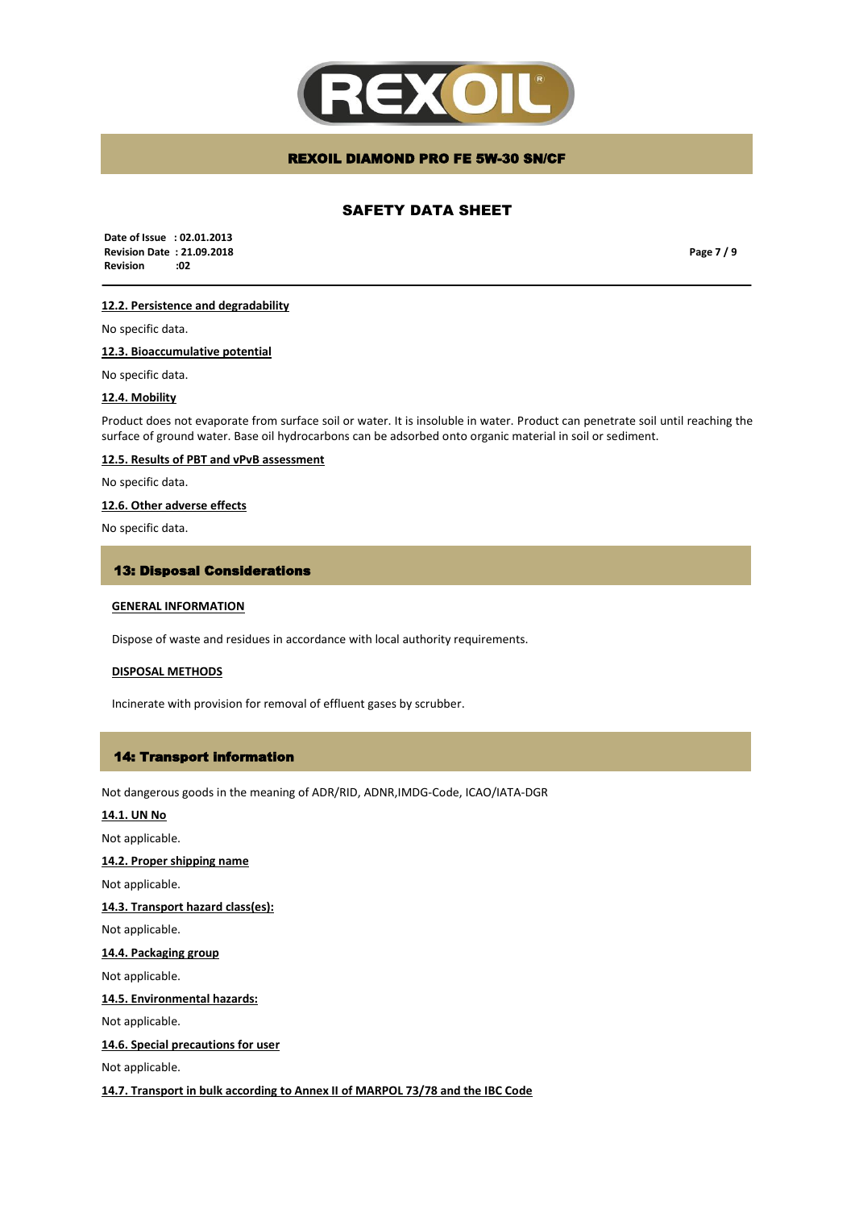#### 12.2. Persistence and degradability

No specific data.

#### 12.3. Bioaccumulative potential

No specific data.

#### 12.4. Mobility

Product does not evaporate from surface soil or water. It is insoluble in water. Product can penetrate soil until reaching the surface of ground water. Base oil hydrocarbons can be adsorbed onto organic material in soil or sediment.

#### 12.5. Results of PBT and vPvB assessment

No specific data.

#### 12.6. Other adverse effects

No specific data.

## 13: Disposal Considerations

#### GENERAL INFORMATION

Dispose of waste and residues in accordance with local authority requirements.

#### DISPOSAL METHODS

Incinerate with provision for removal of effluent gases by scrubber.

## 14: Transport information

Not dangerous goods in the meaning of ADR/RID, ADNR,IMDG-Code, ICAO/IATA-DGR

#### 14.1. UN No

Not applicable.

#### 14.2. Proper shipping name

Not applicable.

#### 14.3. Transport hazard class(es):

Not applicable.

#### 14.4. Packaging group

Not applicable.

#### 14.5. Environmental hazards:

Not applicable.

#### 14.6. Special precautions for user

Not applicable.

#### 14.7. Transport in bulk according to Annex II of MARPOL 73/78 and the IBC Code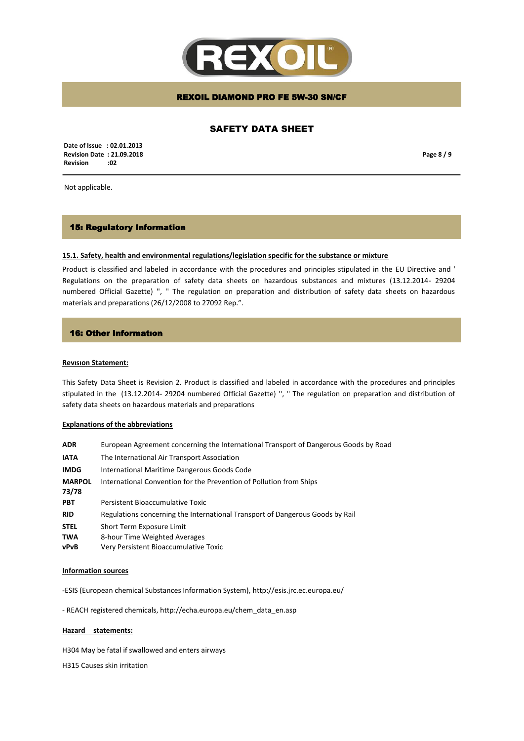Not applicable.

## 15: Regulatory Information

### 15.1. Safety, health and environmental regulations/legislation specific for the substance or mixture

Product is classified and labeled in accordance with the procedures and principles stipulated in the EU Directive and ' Regulations on the preparation of safety data sheets on hazardous substances and mixtures (13.12.2014- 29204 numbered Official Gazette) '', '' The regulation on preparation and distribution of safety data sheets on hazardous materials and preparations (26/12/2008 to 27092 Rep.".

## 16: Other Information

**Revısıon Statement:**

This Safety Data Sheet is Revision 2. Product is classified and labeled in accordance with the procedures and principles stipulated in the (13.12.2014- 29204 numbered Official Gazette) '', '' The regulation on preparation and distribution of safety data sheets on hazardous materials and preparations

**Explanations of the abbreviations**

| | |
|---|---|
| **ADR** | European Agreement concerning the International Transport of Dangerous Goods by Road |
| **IATA** | The International Air Transport Association |
| **IMDG** | International Maritime Dangerous Goods Code |
| **MARPOL 73/78** | International Convention for the Prevention of Pollution from Ships |
| **PBT** | Persistent Bioaccumulative Toxic |
| **RID** | Regulations concerning the International Transport of Dangerous Goods by Rail |
| **STEL** | Short Term Exposure Limit |
| **TWA** | 8-hour Time Weighted Averages |
| **vPvB** | Very Persistent Bioaccumulative Toxic |

**Information sources**

-ESIS (European chemical Substances Information System), http://esis.jrc.ec.europa.eu/

- REACH registered chemicals, http://echa.europa.eu/chem_data_en.asp

**Hazard statements:**

H304 May be fatal if swallowed and enters airways

H315 Causes skin irritation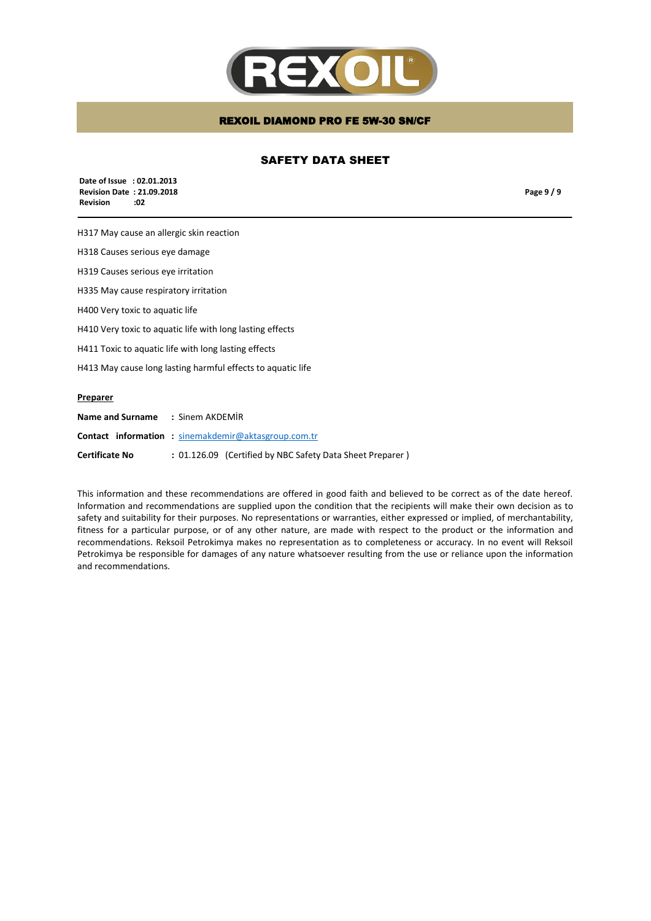H317 May cause an allergic skin reaction

H318 Causes serious eye damage

H319 Causes serious eye irritation

H335 May cause respiratory irritation

H400 Very toxic to aquatic life

H410 Very toxic to aquatic life with long lasting effects

H411 Toxic to aquatic life with long lasting effects

H413 May cause long lasting harmful effects to aquatic life

**Preparer**

**Name and Surname** : Sinem AKDEMİR

**Contact information** : sinemakdemir@aktasgroup.com.tr

**Certificate No** : 01.126.09 (Certified by NBC Safety Data Sheet Preparer )

This information and these recommendations are offered in good faith and believed to be correct as of the date hereof. Information and recommendations are supplied upon the condition that the recipients will make their own decision as to safety and suitability for their purposes. No representations or warranties, either expressed or implied, of merchantability, fitness for a particular purpose, or of any other nature, are made with respect to the product or the information and recommendations. Reksoil Petrokimya makes no representation as to completeness or accuracy. In no event will Reksoil Petrokimya be responsible for damages of any nature whatsoever resulting from the use or reliance upon the information and recommendations.